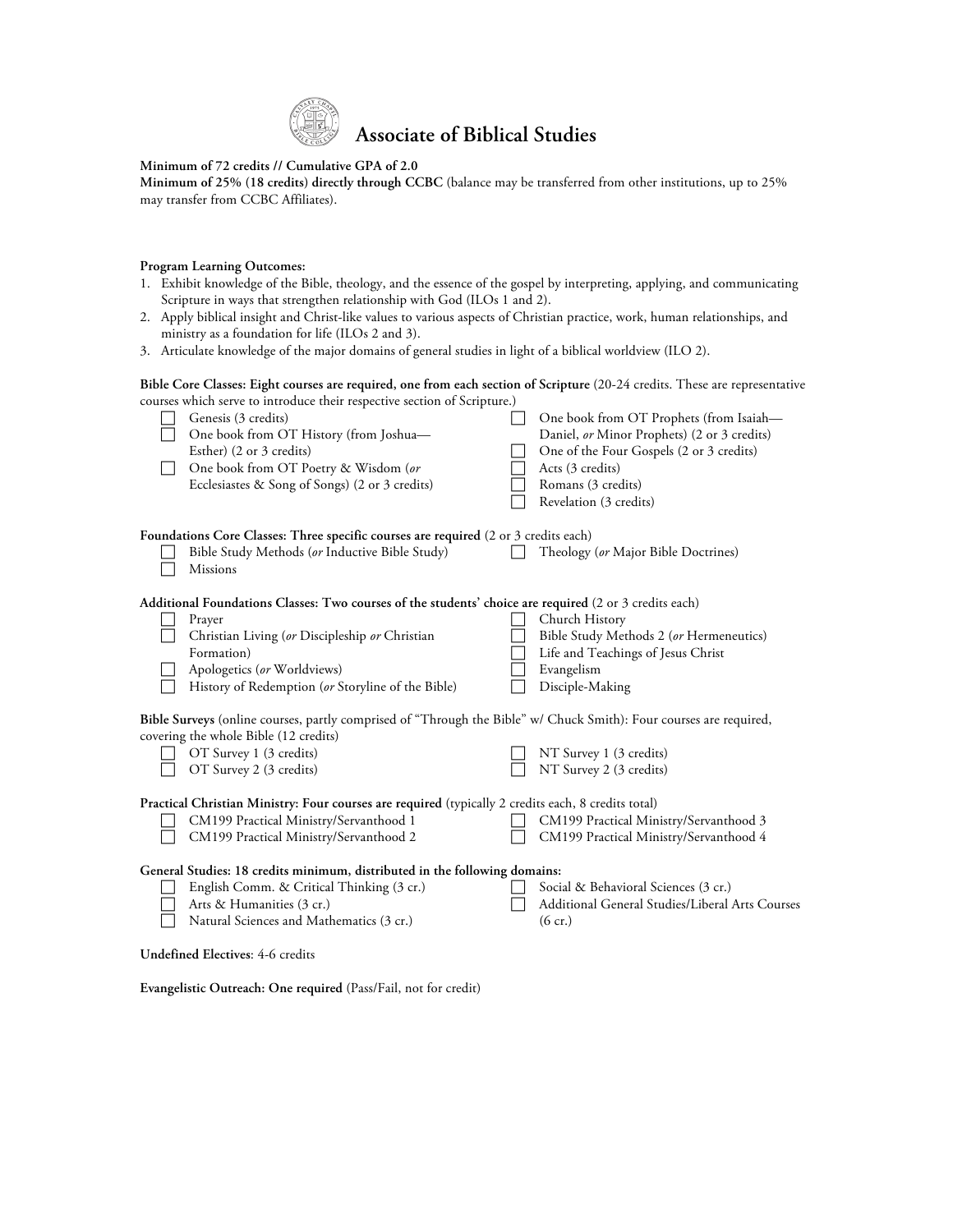# Associate of Biblical Studies

**Minimum of 72 credits // Cumulative GPA of 2.0**
**Minimum of 25% (18 credits) directly through CCBC** (balance may be transferred from other institutions, up to 25% may transfer from CCBC Affiliates).

**Program Learning Outcomes:**

1. Exhibit knowledge of the Bible, theology, and the essence of the gospel by interpreting, applying, and communicating Scripture in ways that strengthen relationship with God (ILOs 1 and 2).
2. Apply biblical insight and Christ-like values to various aspects of Christian practice, work, human relationships, and ministry as a foundation for life (ILOs 2 and 3).
3. Articulate knowledge of the major domains of general studies in light of a biblical worldview (ILO 2).

**Bible Core Classes: Eight courses are required, one from each section of Scripture** (20-24 credits. These are representative courses which serve to introduce their respective section of Scripture.)

- [ ] Genesis (3 credits)
- [ ] One book from OT History (from Joshua—Esther) (2 or 3 credits)
- [ ] One book from OT Poetry & Wisdom (*or* Ecclesiastes & Song of Songs) (2 or 3 credits)
- [ ] One book from OT Prophets (from Isaiah—Daniel, *or* Minor Prophets) (2 or 3 credits)
- [ ] One of the Four Gospels (2 or 3 credits)
- [ ] Acts (3 credits)
- [ ] Romans (3 credits)
- [ ] Revelation (3 credits)

**Foundations Core Classes: Three specific courses are required** (2 or 3 credits each)

- [ ] Bible Study Methods (*or* Inductive Bible Study)
- [ ] Missions
- [ ] Theology (*or* Major Bible Doctrines)

**Additional Foundations Classes: Two courses of the students' choice are required** (2 or 3 credits each)

- [ ] Prayer
- [ ] Christian Living (*or* Discipleship *or* Christian Formation)
- [ ] Apologetics (*or* Worldviews)
- [ ] History of Redemption (*or* Storyline of the Bible)
- [ ] Church History
- [ ] Bible Study Methods 2 (*or* Hermeneutics)
- [ ] Life and Teachings of Jesus Christ
- [ ] Evangelism
- [ ] Disciple-Making

**Bible Surveys** (online courses, partly comprised of "Through the Bible" w/ Chuck Smith): Four courses are required, covering the whole Bible (12 credits)

- [ ] OT Survey 1 (3 credits)
- [ ] OT Survey 2 (3 credits)
- [ ] NT Survey 1 (3 credits)
- [ ] NT Survey 2 (3 credits)

**Practical Christian Ministry: Four courses are required** (typically 2 credits each, 8 credits total)

- [ ] CM199 Practical Ministry/Servanthood 1
- [ ] CM199 Practical Ministry/Servanthood 2
- [ ] CM199 Practical Ministry/Servanthood 3
- [ ] CM199 Practical Ministry/Servanthood 4

**General Studies: 18 credits minimum, distributed in the following domains:**

- [ ] English Comm. & Critical Thinking (3 cr.)
- [ ] Arts & Humanities (3 cr.)
- [ ] Natural Sciences and Mathematics (3 cr.)
- [ ] Social & Behavioral Sciences (3 cr.)
- [ ] Additional General Studies/Liberal Arts Courses (6 cr.)

**Undefined Electives**: 4-6 credits

**Evangelistic Outreach: One required** (Pass/Fail, not for credit)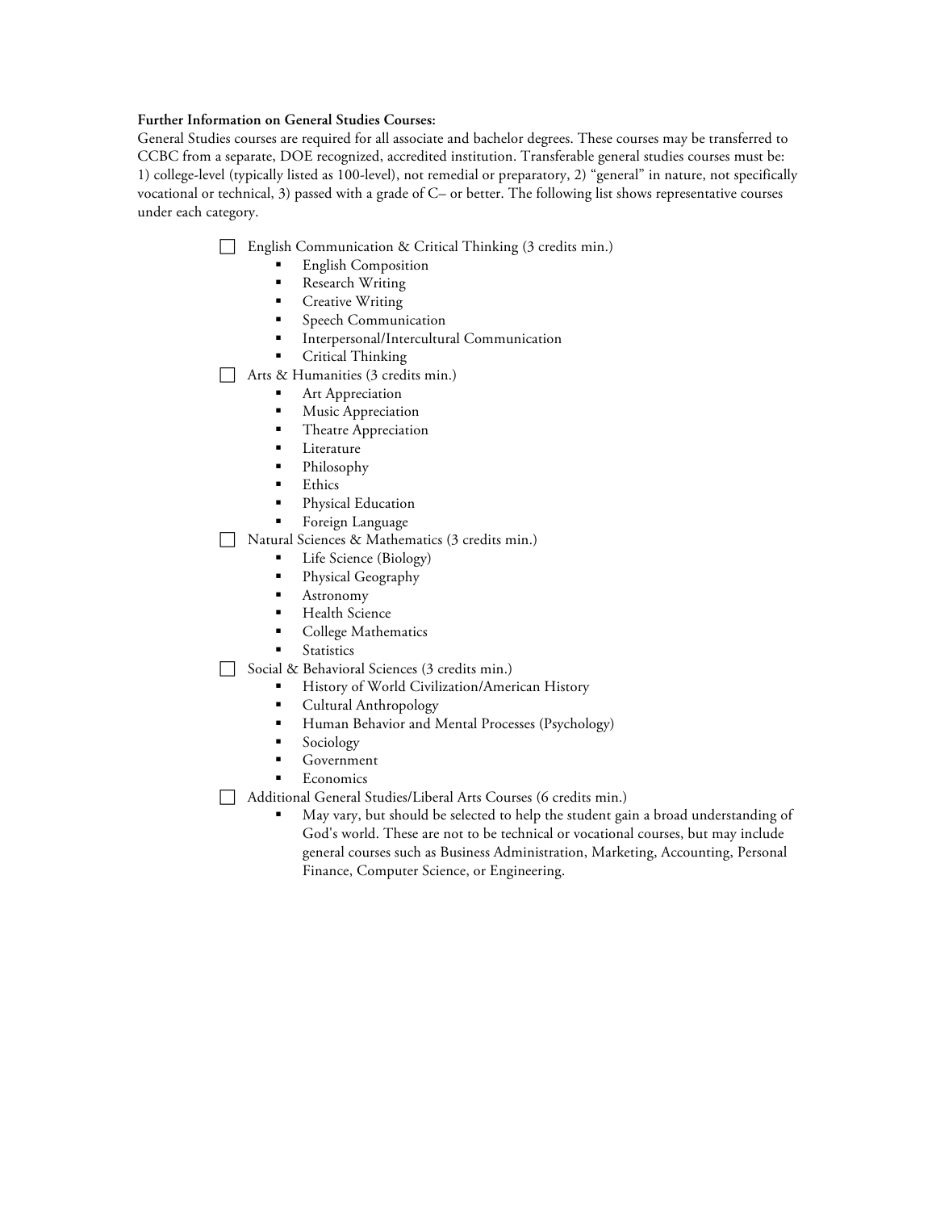**Further Information on General Studies Courses:**

General Studies courses are required for all associate and bachelor degrees. These courses may be transferred to CCBC from a separate, DOE recognized, accredited institution. Transferable general studies courses must be: 1) college-level (typically listed as 100-level), not remedial or preparatory, 2) "general" in nature, not specifically vocational or technical, 3) passed with a grade of C– or better. The following list shows representative courses under each category.

- [ ] English Communication & Critical Thinking (3 credits min.)
  - English Composition
  - Research Writing
  - Creative Writing
  - Speech Communication
  - Interpersonal/Intercultural Communication
  - Critical Thinking
- [ ] Arts & Humanities (3 credits min.)
  - Art Appreciation
  - Music Appreciation
  - Theatre Appreciation
  - Literature
  - Philosophy
  - Ethics
  - Physical Education
  - Foreign Language
- [ ] Natural Sciences & Mathematics (3 credits min.)
  - Life Science (Biology)
  - Physical Geography
  - Astronomy
  - Health Science
  - College Mathematics
  - Statistics
- [ ] Social & Behavioral Sciences (3 credits min.)
  - History of World Civilization/American History
  - Cultural Anthropology
  - Human Behavior and Mental Processes (Psychology)
  - Sociology
  - Government
  - Economics
- [ ] Additional General Studies/Liberal Arts Courses (6 credits min.)
  - May vary, but should be selected to help the student gain a broad understanding of God's world. These are not to be technical or vocational courses, but may include general courses such as Business Administration, Marketing, Accounting, Personal Finance, Computer Science, or Engineering.